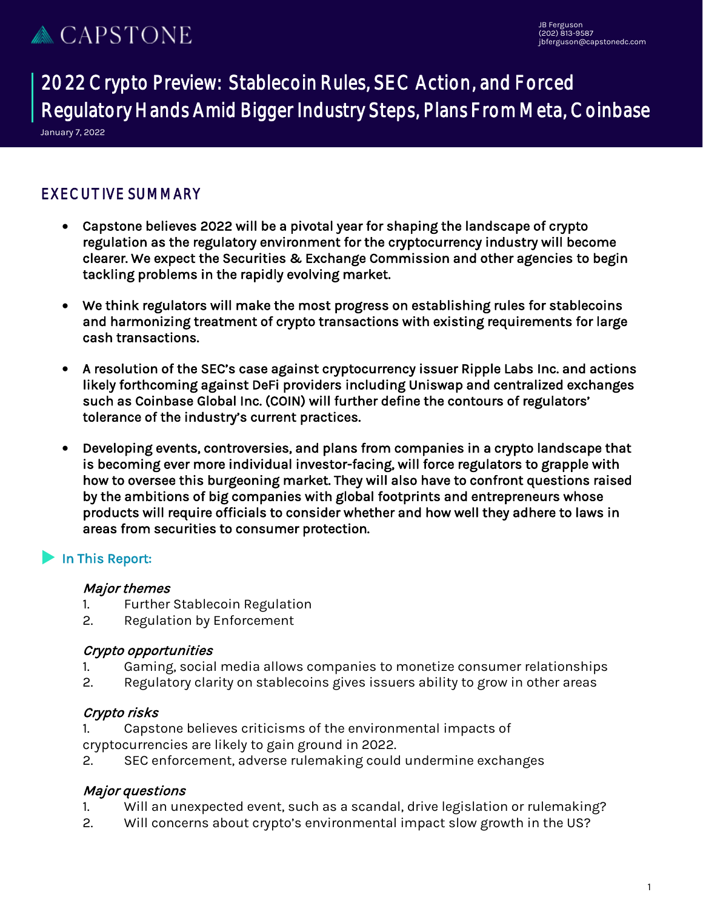CAPSTONE

JB Ferguson
(202) 813-9587
jbferguson@capstonedc.com

# 2022 Crypto Preview: Stablecoin Rules, SEC Action, and Forced Regulatory Hands Amid Bigger Industry Steps, Plans From Meta, Coinbase

January 7, 2022

## EXECUTIVE SUMMARY

- **Capstone believes 2022 will be a pivotal year for shaping the landscape of crypto regulation as the regulatory environment for the cryptocurrency industry will become clearer. We expect the Securities & Exchange Commission and other agencies to begin tackling problems in the rapidly evolving market.**
- **We think regulators will make the most progress on establishing rules for stablecoins and harmonizing treatment of crypto transactions with existing requirements for large cash transactions.**
- **A resolution of the SEC's case against cryptocurrency issuer Ripple Labs Inc. and actions likely forthcoming against DeFi providers including Uniswap and centralized exchanges such as Coinbase Global Inc. (COIN) will further define the contours of regulators' tolerance of the industry's current practices.**
- **Developing events, controversies, and plans from companies in a crypto landscape that is becoming ever more individual investor-facing, will force regulators to grapple with how to oversee this burgeoning market. They will also have to confront questions raised by the ambitions of big companies with global footprints and entrepreneurs whose products will require officials to consider whether and how well they adhere to laws in areas from securities to consumer protection.**

### In This Report:

***Major themes***

1. Further Stablecoin Regulation
2. Regulation by Enforcement

***Crypto opportunities***

1. Gaming, social media allows companies to monetize consumer relationships
2. Regulatory clarity on stablecoins gives issuers ability to grow in other areas

***Crypto risks***

1. Capstone believes criticisms of the environmental impacts of cryptocurrencies are likely to gain ground in 2022.
2. SEC enforcement, adverse rulemaking could undermine exchanges

***Major questions***

1. Will an unexpected event, such as a scandal, drive legislation or rulemaking?
2. Will concerns about crypto's environmental impact slow growth in the US?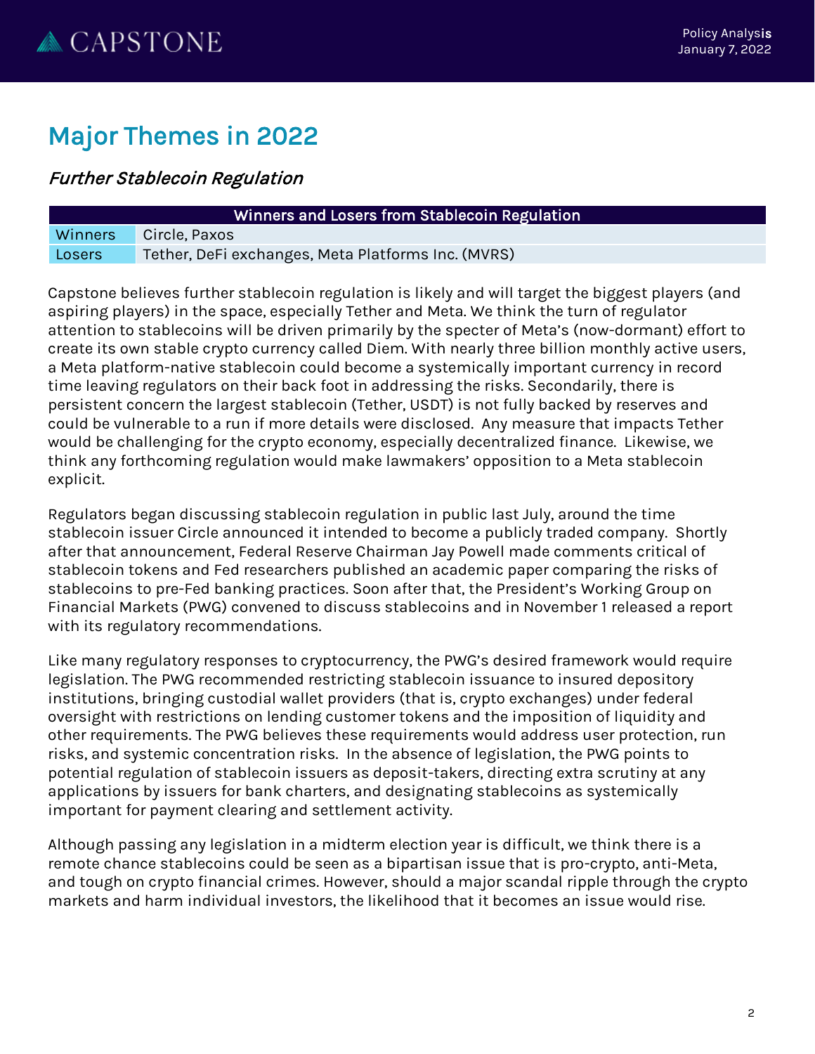# Major Themes in 2022

## *Further Stablecoin Regulation*

| Winners and Losers from Stablecoin Regulation | |
|---|---|
| Winners | Circle, Paxos |
| Losers | Tether, DeFi exchanges, Meta Platforms Inc. (MVRS) |

Capstone believes further stablecoin regulation is likely and will target the biggest players (and aspiring players) in the space, especially Tether and Meta. We think the turn of regulator attention to stablecoins will be driven primarily by the specter of Meta's (now-dormant) effort to create its own stable crypto currency called Diem. With nearly three billion monthly active users, a Meta platform-native stablecoin could become a systemically important currency in record time leaving regulators on their back foot in addressing the risks. Secondarily, there is persistent concern the largest stablecoin (Tether, USDT) is not fully backed by reserves and could be vulnerable to a run if more details were disclosed. Any measure that impacts Tether would be challenging for the crypto economy, especially decentralized finance. Likewise, we think any forthcoming regulation would make lawmakers' opposition to a Meta stablecoin explicit.

Regulators began discussing stablecoin regulation in public last July, around the time stablecoin issuer Circle announced it intended to become a publicly traded company. Shortly after that announcement, Federal Reserve Chairman Jay Powell made comments critical of stablecoin tokens and Fed researchers published an academic paper comparing the risks of stablecoins to pre-Fed banking practices. Soon after that, the President's Working Group on Financial Markets (PWG) convened to discuss stablecoins and in November 1 released a report with its regulatory recommendations.

Like many regulatory responses to cryptocurrency, the PWG's desired framework would require legislation. The PWG recommended restricting stablecoin issuance to insured depository institutions, bringing custodial wallet providers (that is, crypto exchanges) under federal oversight with restrictions on lending customer tokens and the imposition of liquidity and other requirements. The PWG believes these requirements would address user protection, run risks, and systemic concentration risks. In the absence of legislation, the PWG points to potential regulation of stablecoin issuers as deposit-takers, directing extra scrutiny at any applications by issuers for bank charters, and designating stablecoins as systemically important for payment clearing and settlement activity.

Although passing any legislation in a midterm election year is difficult, we think there is a remote chance stablecoins could be seen as a bipartisan issue that is pro-crypto, anti-Meta, and tough on crypto financial crimes. However, should a major scandal ripple through the crypto markets and harm individual investors, the likelihood that it becomes an issue would rise.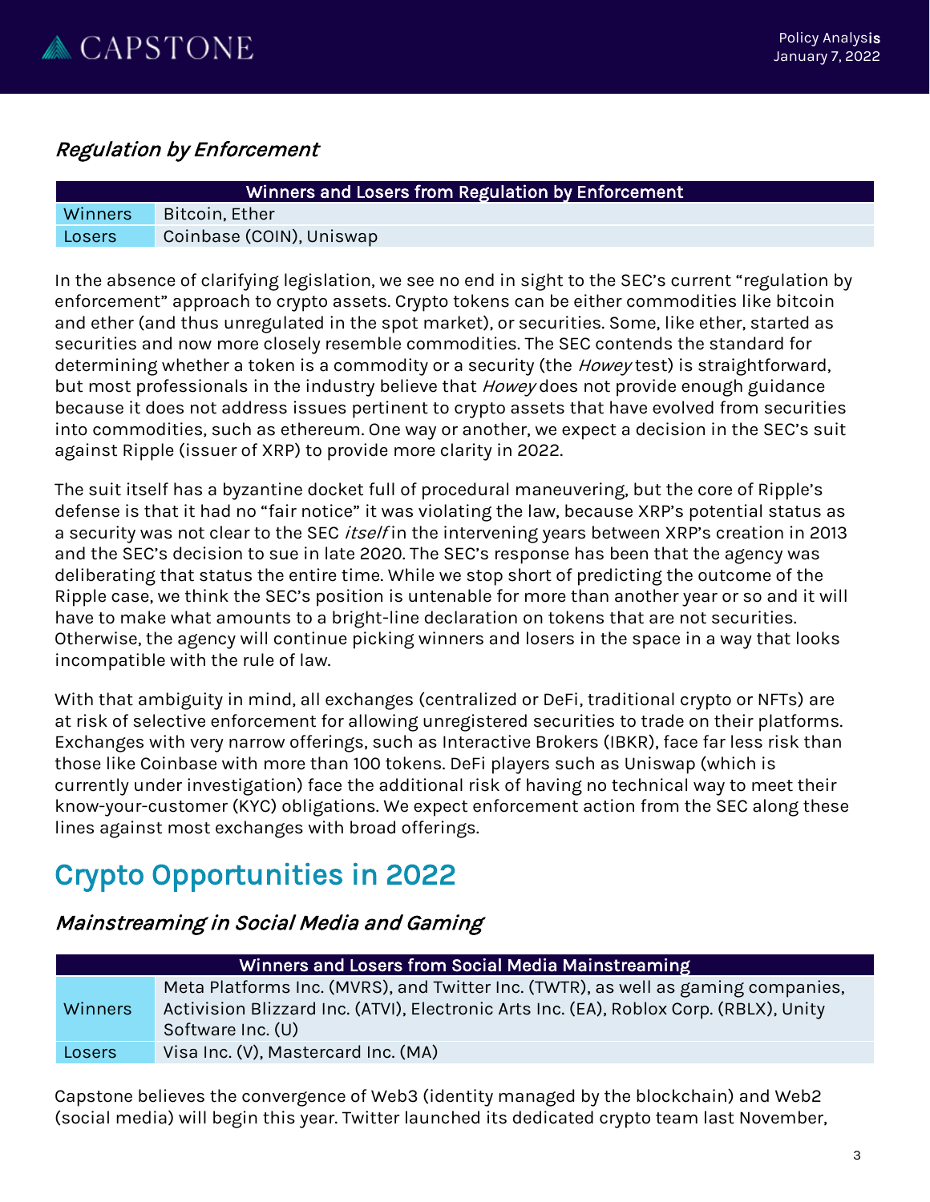### *Regulation by Enforcement*

| Winners and Losers from Regulation by Enforcement | |
|---|---|
| Winners | Bitcoin, Ether |
| Losers | Coinbase (COIN), Uniswap |

In the absence of clarifying legislation, we see no end in sight to the SEC's current "regulation by enforcement" approach to crypto assets. Crypto tokens can be either commodities like bitcoin and ether (and thus unregulated in the spot market), or securities. Some, like ether, started as securities and now more closely resemble commodities. The SEC contends the standard for determining whether a token is a commodity or a security (the *Howey* test) is straightforward, but most professionals in the industry believe that *Howey* does not provide enough guidance because it does not address issues pertinent to crypto assets that have evolved from securities into commodities, such as ethereum. One way or another, we expect a decision in the SEC's suit against Ripple (issuer of XRP) to provide more clarity in 2022.

The suit itself has a byzantine docket full of procedural maneuvering, but the core of Ripple's defense is that it had no "fair notice" it was violating the law, because XRP's potential status as a security was not clear to the SEC *itself* in the intervening years between XRP's creation in 2013 and the SEC's decision to sue in late 2020. The SEC's response has been that the agency was deliberating that status the entire time. While we stop short of predicting the outcome of the Ripple case, we think the SEC's position is untenable for more than another year or so and it will have to make what amounts to a bright-line declaration on tokens that are not securities. Otherwise, the agency will continue picking winners and losers in the space in a way that looks incompatible with the rule of law.

With that ambiguity in mind, all exchanges (centralized or DeFi, traditional crypto or NFTs) are at risk of selective enforcement for allowing unregistered securities to trade on their platforms. Exchanges with very narrow offerings, such as Interactive Brokers (IBKR), face far less risk than those like Coinbase with more than 100 tokens. DeFi players such as Uniswap (which is currently under investigation) face the additional risk of having no technical way to meet their know-your-customer (KYC) obligations. We expect enforcement action from the SEC along these lines against most exchanges with broad offerings.

## Crypto Opportunities in 2022

### *Mainstreaming in Social Media and Gaming*

| Winners and Losers from Social Media Mainstreaming | |
|---|---|
| Winners | Meta Platforms Inc. (MVRS), and Twitter Inc. (TWTR), as well as gaming companies, Activision Blizzard Inc. (ATVI), Electronic Arts Inc. (EA), Roblox Corp. (RBLX), Unity Software Inc. (U) |
| Losers | Visa Inc. (V), Mastercard Inc. (MA) |

Capstone believes the convergence of Web3 (identity managed by the blockchain) and Web2 (social media) will begin this year. Twitter launched its dedicated crypto team last November,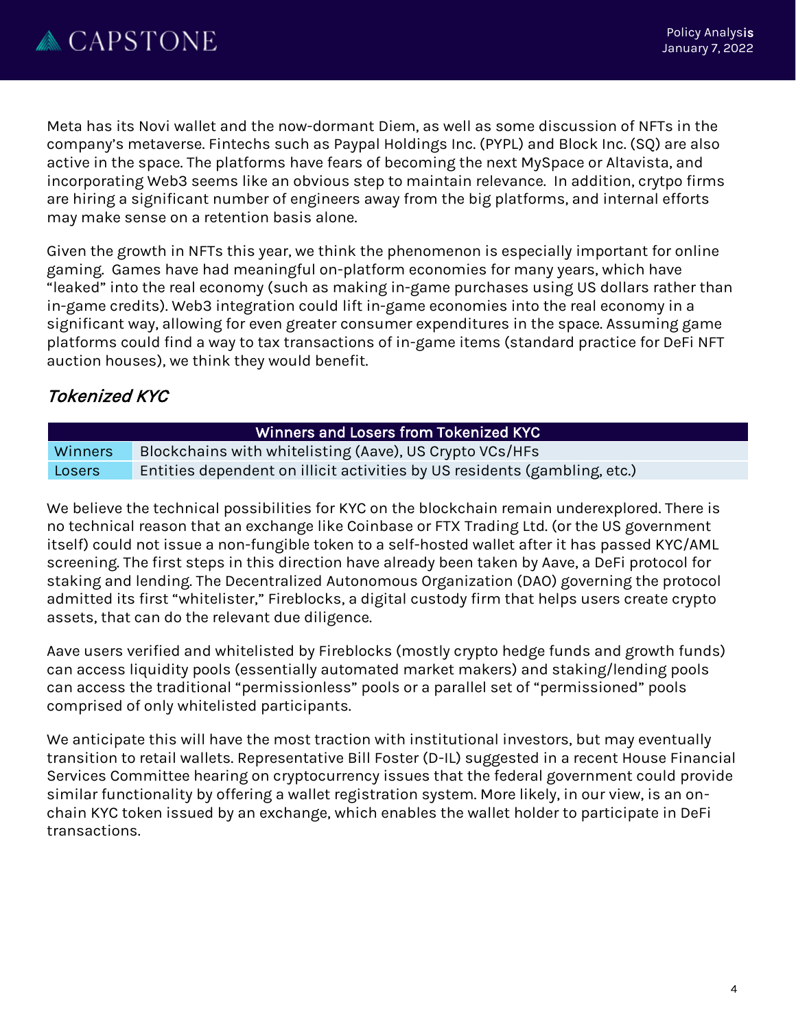Meta has its Novi wallet and the now-dormant Diem, as well as some discussion of NFTs in the company's metaverse. Fintechs such as Paypal Holdings Inc. (PYPL) and Block Inc. (SQ) are also active in the space. The platforms have fears of becoming the next MySpace or Altavista, and incorporating Web3 seems like an obvious step to maintain relevance. In addition, crytpo firms are hiring a significant number of engineers away from the big platforms, and internal efforts may make sense on a retention basis alone.

Given the growth in NFTs this year, we think the phenomenon is especially important for online gaming. Games have had meaningful on-platform economies for many years, which have "leaked" into the real economy (such as making in-game purchases using US dollars rather than in-game credits). Web3 integration could lift in-game economies into the real economy in a significant way, allowing for even greater consumer expenditures in the space. Assuming game platforms could find a way to tax transactions of in-game items (standard practice for DeFi NFT auction houses), we think they would benefit.

## *Tokenized KYC*

| Winners and Losers from Tokenized KYC | |
|---|---|
| Winners | Blockchains with whitelisting (Aave), US Crypto VCs/HFs |
| Losers | Entities dependent on illicit activities by US residents (gambling, etc.) |

We believe the technical possibilities for KYC on the blockchain remain underexplored. There is no technical reason that an exchange like Coinbase or FTX Trading Ltd. (or the US government itself) could not issue a non-fungible token to a self-hosted wallet after it has passed KYC/AML screening. The first steps in this direction have already been taken by Aave, a DeFi protocol for staking and lending. The Decentralized Autonomous Organization (DAO) governing the protocol admitted its first "whitelister," Fireblocks, a digital custody firm that helps users create crypto assets, that can do the relevant due diligence.

Aave users verified and whitelisted by Fireblocks (mostly crypto hedge funds and growth funds) can access liquidity pools (essentially automated market makers) and staking/lending pools can access the traditional "permissionless" pools or a parallel set of "permissioned" pools comprised of only whitelisted participants.

We anticipate this will have the most traction with institutional investors, but may eventually transition to retail wallets. Representative Bill Foster (D-IL) suggested in a recent House Financial Services Committee hearing on cryptocurrency issues that the federal government could provide similar functionality by offering a wallet registration system. More likely, in our view, is an on-chain KYC token issued by an exchange, which enables the wallet holder to participate in DeFi transactions.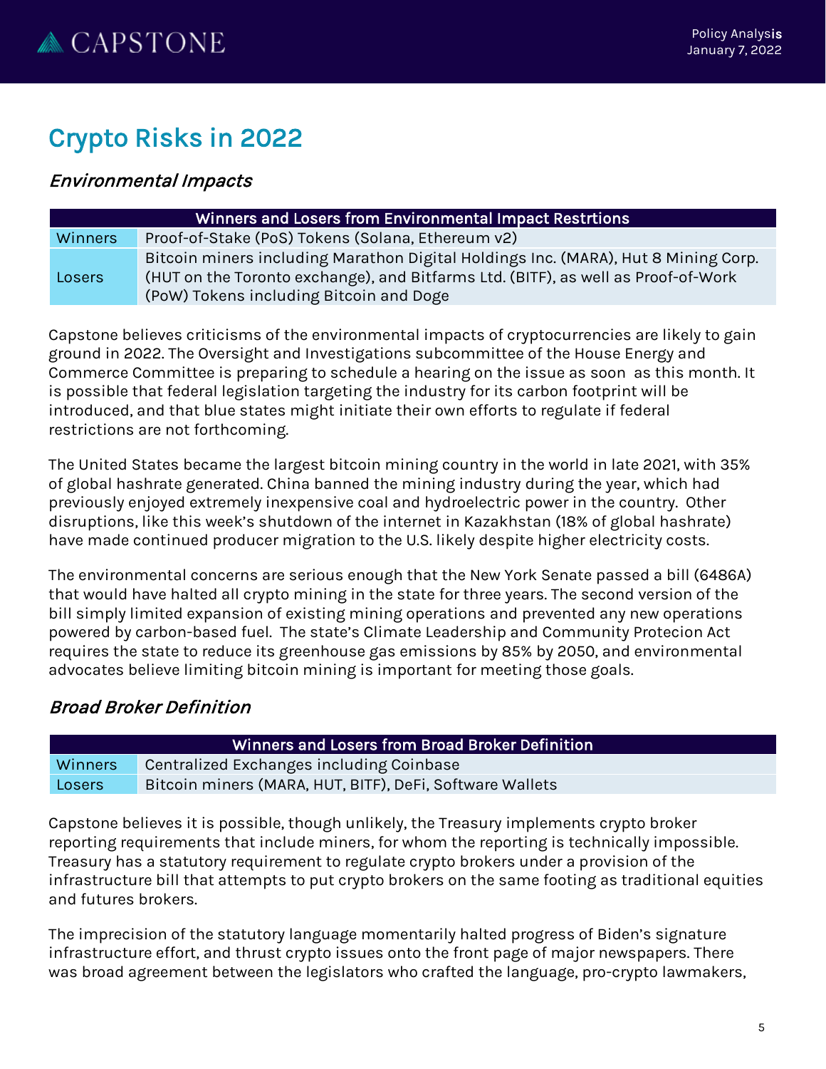## Crypto Risks in 2022

### *Environmental Impacts*

| Winners and Losers from Environmental Impact Restrtions | |
|---|---|
| Winners | Proof-of-Stake (PoS) Tokens (Solana, Ethereum v2) |
| Losers | Bitcoin miners including Marathon Digital Holdings Inc. (MARA), Hut 8 Mining Corp. (HUT on the Toronto exchange), and Bitfarms Ltd. (BITF), as well as Proof-of-Work (PoW) Tokens including Bitcoin and Doge |

Capstone believes criticisms of the environmental impacts of cryptocurrencies are likely to gain ground in 2022. The Oversight and Investigations subcommittee of the House Energy and Commerce Committee is preparing to schedule a hearing on the issue as soon as this month. It is possible that federal legislation targeting the industry for its carbon footprint will be introduced, and that blue states might initiate their own efforts to regulate if federal restrictions are not forthcoming.

The United States became the largest bitcoin mining country in the world in late 2021, with 35% of global hashrate generated. China banned the mining industry during the year, which had previously enjoyed extremely inexpensive coal and hydroelectric power in the country. Other disruptions, like this week's shutdown of the internet in Kazakhstan (18% of global hashrate) have made continued producer migration to the U.S. likely despite higher electricity costs.

The environmental concerns are serious enough that the New York Senate passed a bill (6486A) that would have halted all crypto mining in the state for three years. The second version of the bill simply limited expansion of existing mining operations and prevented any new operations powered by carbon-based fuel. The state's Climate Leadership and Community Protecion Act requires the state to reduce its greenhouse gas emissions by 85% by 2050, and environmental advocates believe limiting bitcoin mining is important for meeting those goals.

### *Broad Broker Definition*

| Winners and Losers from Broad Broker Definition | |
|---|---|
| Winners | Centralized Exchanges including Coinbase |
| Losers | Bitcoin miners (MARA, HUT, BITF), DeFi, Software Wallets |

Capstone believes it is possible, though unlikely, the Treasury implements crypto broker reporting requirements that include miners, for whom the reporting is technically impossible. Treasury has a statutory requirement to regulate crypto brokers under a provision of the infrastructure bill that attempts to put crypto brokers on the same footing as traditional equities and futures brokers.

The imprecision of the statutory language momentarily halted progress of Biden's signature infrastructure effort, and thrust crypto issues onto the front page of major newspapers. There was broad agreement between the legislators who crafted the language, pro-crypto lawmakers,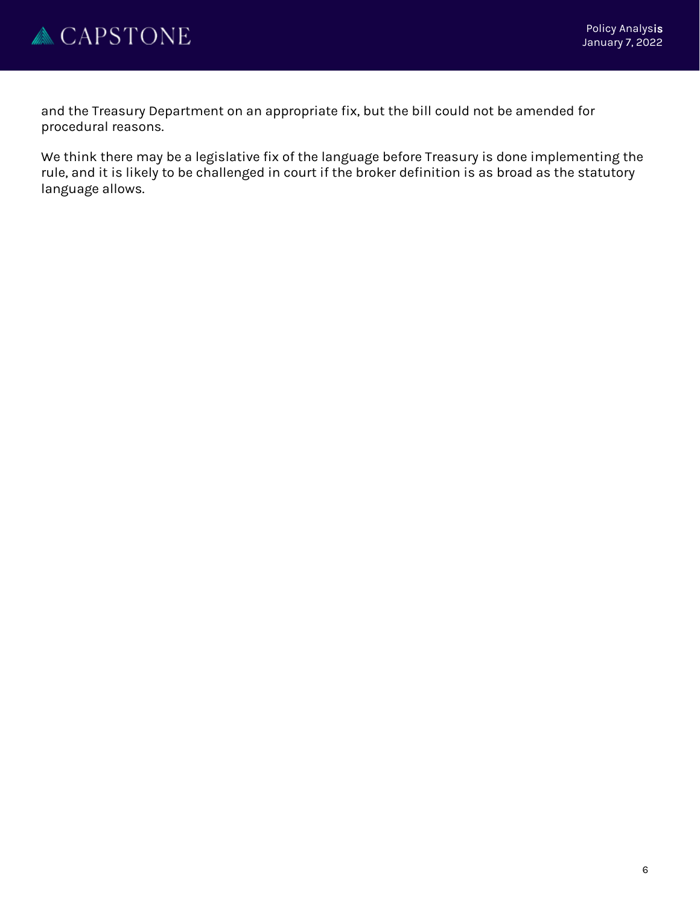and the Treasury Department on an appropriate fix, but the bill could not be amended for procedural reasons.

We think there may be a legislative fix of the language before Treasury is done implementing the rule, and it is likely to be challenged in court if the broker definition is as broad as the statutory language allows.